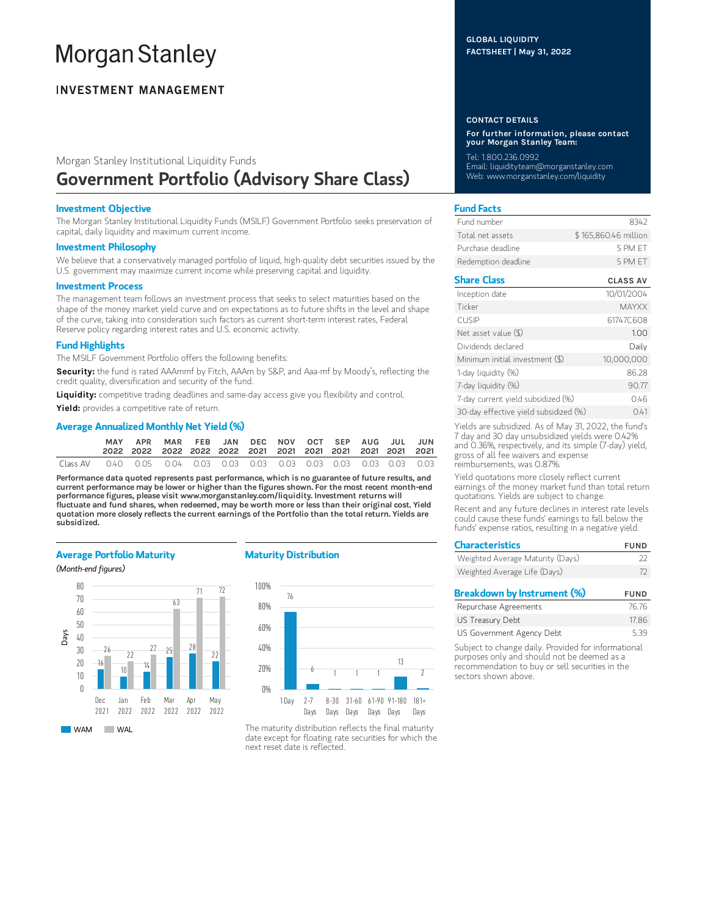# Morgan Stanley

## INVESTMENT MANAGEMENT

GLOBAL LIQUIDITY
FACTSHEET | May 31, 2022

Morgan Stanley Institutional Liquidity Funds

# Government Portfolio (Advisory Share Class)

### Investment Objective

The Morgan Stanley Institutional Liquidity Funds (MSILF) Government Portfolio seeks preservation of capital, daily liquidity and maximum current income.

### Investment Philosophy

We believe that a conservatively managed portfolio of liquid, high-quality debt securities issued by the U.S. government may maximize current income while preserving capital and liquidity.

### Investment Process

The management team follows an investment process that seeks to select maturities based on the shape of the money market yield curve and on expectations as to future shifts in the level and shape of the curve, taking into consideration such factors as current short-term interest rates, Federal Reserve policy regarding interest rates and U.S. economic activity.

### Fund Highlights

The MSILF Government Portfolio offers the following benefits:

**Security:** the fund is rated AAAmmf by Fitch, AAAm by S&P, and Aaa-mf by Moody's, reflecting the credit quality, diversification and security of the fund.

**Liquidity:** competitive trading deadlines and same-day access give you flexibility and control.

**Yield:** provides a competitive rate of return.

### Average Annualized Monthly Net Yield (%)

| | MAY 2022 | APR 2022 | MAR 2022 | FEB 2022 | JAN 2022 | DEC 2021 | NOV 2021 | OCT 2021 | SEP 2021 | AUG 2021 | JUL 2021 | JUN 2021 |
|---|---|---|---|---|---|---|---|---|---|---|---|---|
| Class AV | 0.40 | 0.05 | 0.04 | 0.03 | 0.03 | 0.03 | 0.03 | 0.03 | 0.03 | 0.03 | 0.03 | 0.03 |

**Performance data quoted represents past performance, which is no guarantee of future results, and current performance may be lower or higher than the figures shown. For the most recent month-end performance figures, please visit www.morganstanley.com/liquidity. Investment returns will fluctuate and fund shares, when redeemed, may be worth more or less than their original cost. Yield quotation more closely reflects the current earnings of the Portfolio than the total return. Yields are subsidized.**

### Average Portfolio Maturity

*(Month-end figures)*

| Days | Dec 2021 | Jan 2022 | Feb 2022 | Mar 2022 | Apr 2022 | May 2022 |
|---|---|---|---|---|---|---|
| WAM | 16 | 10 | 14 | 25 | 28 | 22 |
| WAL | 26 | 22 | 27 | 63 | 71 | 72 |

### Maturity Distribution

| 1 Day | 2-7 Days | 8-30 Days | 31-60 Days | 61-90 Days | 91-180 Days | 181+ Days |
|---|---|---|---|---|---|---|
| 76 | 6 | 1 | 1 | 1 | 13 | 2 |

The maturity distribution reflects the final maturity date except for floating rate securities for which the next reset date is reflected.

### CONTACT DETAILS

**For further information, please contact your Morgan Stanley Team:**

Tel: 1.800.236.0992
Email: liquidityteam@morganstanley.com
Web: www.morganstanley.com/liquidity

### Fund Facts

| | |
|---|---|
| Fund number | 8342 |
| Total net assets | $ 165,860.46 million |
| Purchase deadline | 5 PM ET |
| Redemption deadline | 5 PM ET |

### Share Class

| | CLASS AV |
|---|---|
| Inception date | 10/01/2004 |
| Ticker | MAYXX |
| CUSIP | 61747C608 |
| Net asset value ($) | 1.00 |
| Dividends declared | Daily |
| Minimum initial investment ($) | 10,000,000 |
| 1-day liquidity (%) | 86.28 |
| 7-day liquidity (%) | 90.77 |
| 7-day current yield subsidized (%) | 0.46 |
| 30-day effective yield subsidized (%) | 0.41 |

Yields are subsidized. As of May 31, 2022, the fund's 7 day and 30 day unsubsidized yields were 0.42% and 0.36%, respectively, and its simple (7-day) yield, gross of all fee waivers and expense reimbursements, was 0.87%.

Yield quotations more closely reflect current earnings of the money market fund than total return quotations. Yields are subject to change.

Recent and any future declines in interest rate levels could cause these funds' earnings to fall below the funds' expense ratios, resulting in a negative yield.

### Characteristics

| | FUND |
|---|---|
| Weighted Average Maturity (Days) | 22 |
| Weighted Average Life (Days) | 72 |

### Breakdown by Instrument (%)

| | FUND |
|---|---|
| Repurchase Agreements | 76.76 |
| US Treasury Debt | 17.86 |
| US Government Agency Debt | 5.39 |

Subject to change daily. Provided for informational purposes only and should not be deemed as a recommendation to buy or sell securities in the sectors shown above.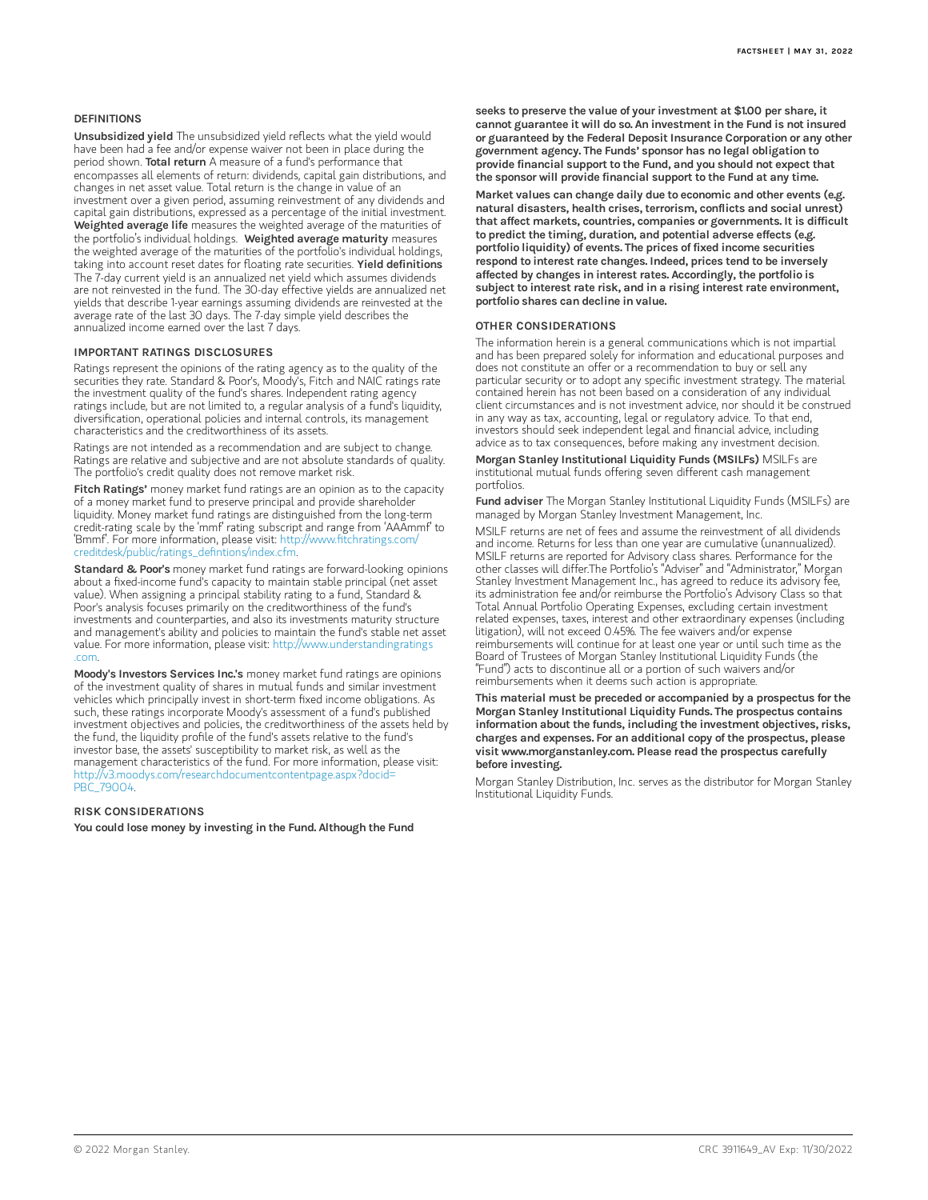## DEFINITIONS

**Unsubsidized yield** The unsubsidized yield reflects what the yield would have been had a fee and/or expense waiver not been in place during the period shown. **Total return** A measure of a fund's performance that encompasses all elements of return: dividends, capital gain distributions, and changes in net asset value. Total return is the change in value of an investment over a given period, assuming reinvestment of any dividends and capital gain distributions, expressed as a percentage of the initial investment. **Weighted average life** measures the weighted average of the maturities of the portfolio's individual holdings. **Weighted average maturity** measures the weighted average of the maturities of the portfolio's individual holdings, taking into account reset dates for floating rate securities. **Yield definitions** The 7-day current yield is an annualized net yield which assumes dividends are not reinvested in the fund. The 30-day effective yields are annualized net yields that describe 1-year earnings assuming dividends are reinvested at the average rate of the last 30 days. The 7-day simple yield describes the annualized income earned over the last 7 days.

## IMPORTANT RATINGS DISCLOSURES

Ratings represent the opinions of the rating agency as to the quality of the securities they rate. Standard & Poor's, Moody's, Fitch and NAIC ratings rate the investment quality of the fund's shares. Independent rating agency ratings include, but are not limited to, a regular analysis of a fund's liquidity, diversification, operational policies and internal controls, its management characteristics and the creditworthiness of its assets.

Ratings are not intended as a recommendation and are subject to change. Ratings are relative and subjective and are not absolute standards of quality. The portfolio's credit quality does not remove market risk.

**Fitch Ratings'** money market fund ratings are an opinion as to the capacity of a money market fund to preserve principal and provide shareholder liquidity. Money market fund ratings are distinguished from the long-term credit-rating scale by the 'mmf' rating subscript and range from 'AAAmmf' to 'Bmmf'. For more information, please visit: http://www.fitchratings.com/creditdesk/public/ratings_defintions/index.cfm.

**Standard & Poor's** money market fund ratings are forward-looking opinions about a fixed-income fund's capacity to maintain stable principal (net asset value). When assigning a principal stability rating to a fund, Standard & Poor's analysis focuses primarily on the creditworthiness of the fund's investments and counterparties, and also its investments maturity structure and management's ability and policies to maintain the fund's stable net asset value. For more information, please visit: http://www.understandingratings.com.

**Moody's Investors Services Inc.'s** money market fund ratings are opinions of the investment quality of shares in mutual funds and similar investment vehicles which principally invest in short-term fixed income obligations. As such, these ratings incorporate Moody's assessment of a fund's published investment objectives and policies, the creditworthiness of the assets held by the fund, the liquidity profile of the fund's assets relative to the fund's investor base, the assets' susceptibility to market risk, as well as the management characteristics of the fund. For more information, please visit: http://v3.moodys.com/researchdocumentcontentpage.aspx?docid=PBC_79004.

## RISK CONSIDERATIONS

**You could lose money by investing in the Fund. Although the Fund seeks to preserve the value of your investment at $1.00 per share, it cannot guarantee it will do so. An investment in the Fund is not insured or guaranteed by the Federal Deposit Insurance Corporation or any other government agency. The Funds' sponsor has no legal obligation to provide financial support to the Fund, and you should not expect that the sponsor will provide financial support to the Fund at any time.**

**Market values can change daily due to economic and other events (e.g. natural disasters, health crises, terrorism, conflicts and social unrest) that affect markets, countries, companies or governments. It is difficult to predict the timing, duration, and potential adverse effects (e.g. portfolio liquidity) of events. The prices of fixed income securities respond to interest rate changes. Indeed, prices tend to be inversely affected by changes in interest rates. Accordingly, the portfolio is subject to interest rate risk, and in a rising interest rate environment, portfolio shares can decline in value.**

## OTHER CONSIDERATIONS

The information herein is a general communications which is not impartial and has been prepared solely for information and educational purposes and does not constitute an offer or a recommendation to buy or sell any particular security or to adopt any specific investment strategy. The material contained herein has not been based on a consideration of any individual client circumstances and is not investment advice, nor should it be construed in any way as tax, accounting, legal or regulatory advice. To that end, investors should seek independent legal and financial advice, including advice as to tax consequences, before making any investment decision.

**Morgan Stanley Institutional Liquidity Funds (MSILFs)** MSILFs are institutional mutual funds offering seven different cash management portfolios.

**Fund adviser** The Morgan Stanley Institutional Liquidity Funds (MSILFs) are managed by Morgan Stanley Investment Management, Inc.

MSILF returns are net of fees and assume the reinvestment of all dividends and income. Returns for less than one year are cumulative (unannualized). MSILF returns are reported for Advisory class shares. Performance for the other classes will differ.The Portfolio's "Adviser" and "Administrator," Morgan Stanley Investment Management Inc., has agreed to reduce its advisory fee, its administration fee and/or reimburse the Portfolio's Advisory Class so that Total Annual Portfolio Operating Expenses, excluding certain investment related expenses, taxes, interest and other extraordinary expenses (including litigation), will not exceed 0.45%. The fee waivers and/or expense reimbursements will continue for at least one year or until such time as the Board of Trustees of Morgan Stanley Institutional Liquidity Funds (the "Fund") acts to discontinue all or a portion of such waivers and/or reimbursements when it deems such action is appropriate.

**This material must be preceded or accompanied by a prospectus for the Morgan Stanley Institutional Liquidity Funds. The prospectus contains information about the funds, including the investment objectives, risks, charges and expenses. For an additional copy of the prospectus, please visit www.morganstanley.com. Please read the prospectus carefully before investing.**

Morgan Stanley Distribution, Inc. serves as the distributor for Morgan Stanley Institutional Liquidity Funds.

© 2022 Morgan Stanley. CRC 3911649_AV Exp: 11/30/2022